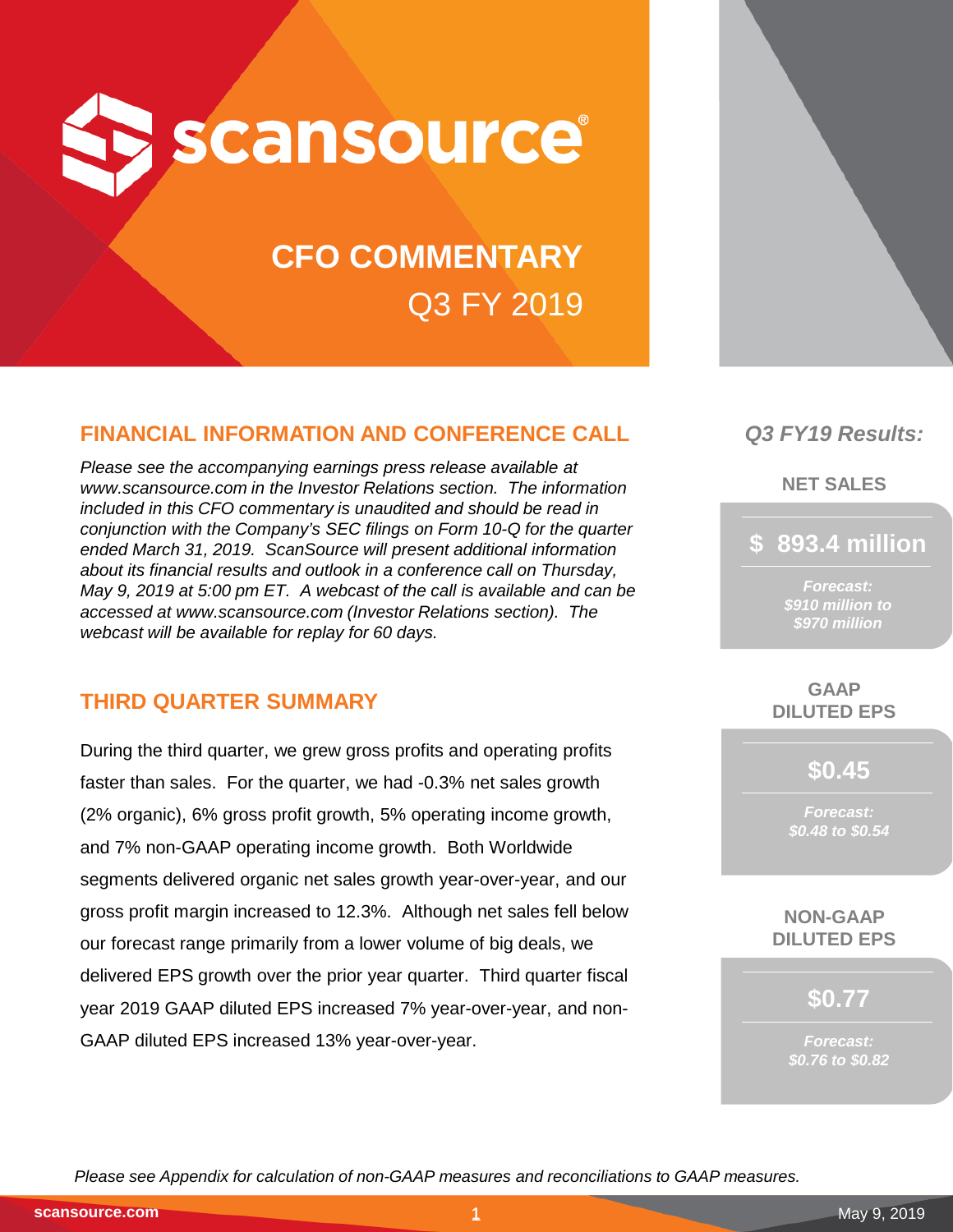# scansource

## CFO COMMENTARY

Q3 FY 2019

## FINANCIAL INFORMATION AND CONFERENCE CALL

*Please see the accompanying earnings press release available at www.scansource.com in the Investor Relations section. The information included in this CFO commentary is unaudited and should be read in conjunction with the Company's SEC filings on Form 10-Q for the quarter ended March 31, 2019. ScanSource will present additional information about its financial results and outlook in a conference call on Thursday, May 9, 2019 at 5:00 pm ET. A webcast of the call is available and can be accessed at www.scansource.com (Investor Relations section). The webcast will be available for replay for 60 days.*

## THIRD QUARTER SUMMARY

During the third quarter, we grew gross profits and operating profits faster than sales. For the quarter, we had -0.3% net sales growth (2% organic), 6% gross profit growth, 5% operating income growth, and 7% non-GAAP operating income growth. Both Worldwide segments delivered organic net sales growth year-over-year, and our gross profit margin increased to 12.3%. Although net sales fell below our forecast range primarily from a lower volume of big deals, we delivered EPS growth over the prior year quarter. Third quarter fiscal year 2019 GAAP diluted EPS increased 7% year-over-year, and non-GAAP diluted EPS increased 13% year-over-year.

***Q3 FY19 Results:***

**NET SALES**

**$ 893.4 million**

*Forecast: $910 million to $970 million*

**GAAP DILUTED EPS**

**$0.45**

*Forecast: $0.48 to $0.54*

**NON-GAAP DILUTED EPS**

**$0.77**

*Forecast: $0.76 to $0.82*

*Please see Appendix for calculation of non-GAAP measures and reconciliations to GAAP measures.*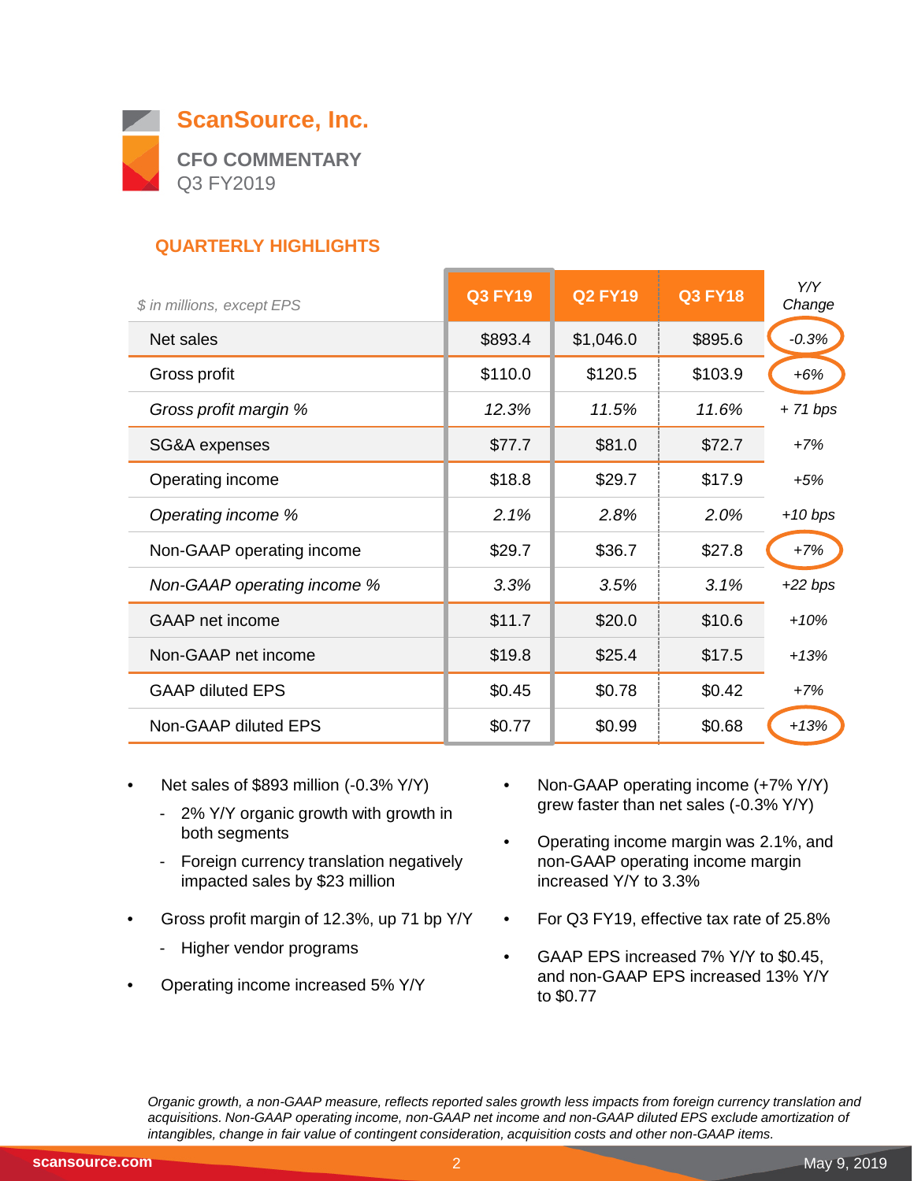# ScanSource, Inc.

## CFO COMMENTARY
Q3 FY2019

### QUARTERLY HIGHLIGHTS

| *$ in millions, except EPS* | Q3 FY19 | Q2 FY19 | Q3 FY18 | *Y/Y Change* |
|---|---|---|---|---|
| Net sales | $893.4 | $1,046.0 | $895.6 | *-0.3%* |
| Gross profit | $110.0 | $120.5 | $103.9 | *+6%* |
| *Gross profit margin %* | *12.3%* | *11.5%* | *11.6%* | *+ 71 bps* |
| SG&A expenses | $77.7 | $81.0 | $72.7 | *+7%* |
| Operating income | $18.8 | $29.7 | $17.9 | *+5%* |
| *Operating income %* | *2.1%* | *2.8%* | *2.0%* | *+10 bps* |
| Non-GAAP operating income | $29.7 | $36.7 | $27.8 | *+7%* |
| *Non-GAAP operating income %* | *3.3%* | *3.5%* | *3.1%* | *+22 bps* |
| GAAP net income | $11.7 | $20.0 | $10.6 | *+10%* |
| Non-GAAP net income | $19.8 | $25.4 | $17.5 | *+13%* |
| GAAP diluted EPS | $0.45 | $0.78 | $0.42 | *+7%* |
| Non-GAAP diluted EPS | $0.77 | $0.99 | $0.68 | *+13%* |

- Net sales of $893 million (-0.3% Y/Y)
  - 2% Y/Y organic growth with growth in both segments
  - Foreign currency translation negatively impacted sales by $23 million
- Gross profit margin of 12.3%, up 71 bp Y/Y
  - Higher vendor programs
- Operating income increased 5% Y/Y
- Non-GAAP operating income (+7% Y/Y) grew faster than net sales (-0.3% Y/Y)
- Operating income margin was 2.1%, and non-GAAP operating income margin increased Y/Y to 3.3%
- For Q3 FY19, effective tax rate of 25.8%
- GAAP EPS increased 7% Y/Y to $0.45, and non-GAAP EPS increased 13% Y/Y to $0.77

*Organic growth, a non-GAAP measure, reflects reported sales growth less impacts from foreign currency translation and acquisitions. Non-GAAP operating income, non-GAAP net income and non-GAAP diluted EPS exclude amortization of intangibles, change in fair value of contingent consideration, acquisition costs and other non-GAAP items.*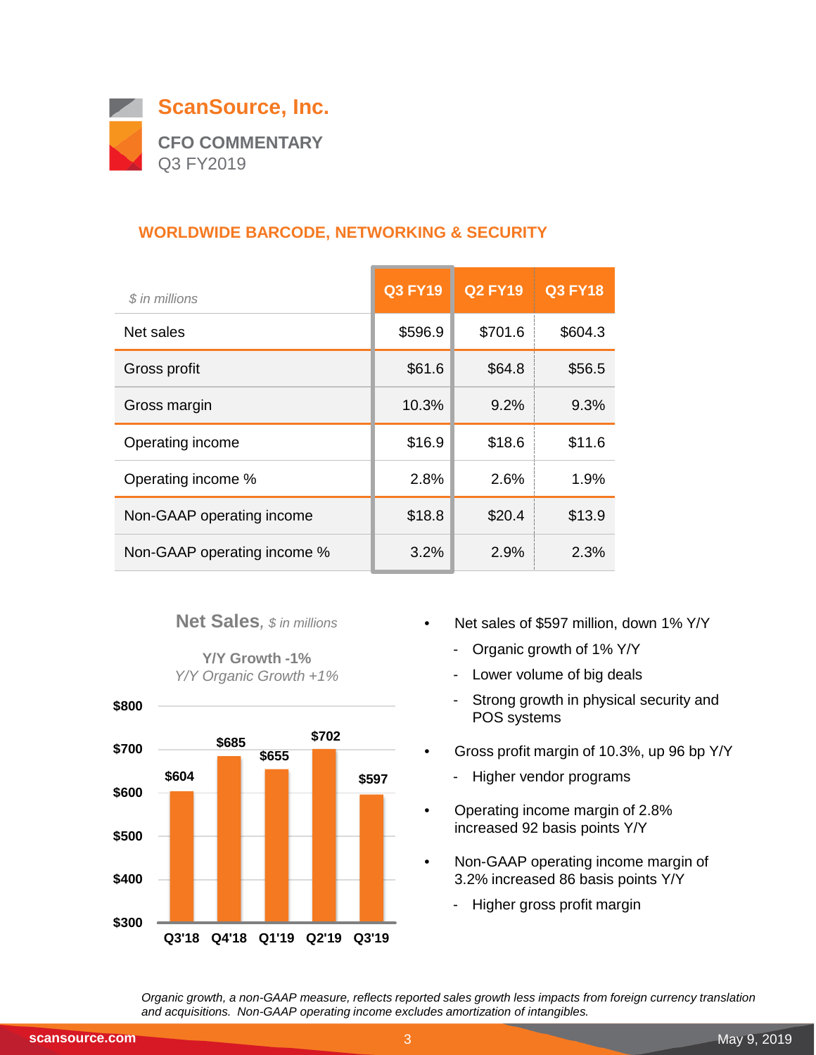# ScanSource, Inc.

**CFO COMMENTARY**
Q3 FY2019

## WORLDWIDE BARCODE, NETWORKING & SECURITY

| *$ in millions* | Q3 FY19 | Q2 FY19 | Q3 FY18 |
|---|---|---|---|
| Net sales | $596.9 | $701.6 | $604.3 |
| Gross profit | $61.6 | $64.8 | $56.5 |
| Gross margin | 10.3% | 9.2% | 9.3% |
| Operating income | $16.9 | $18.6 | $11.6 |
| Operating income % | 2.8% | 2.6% | 1.9% |
| Non-GAAP operating income | $18.8 | $20.4 | $13.9 |
| Non-GAAP operating income % | 3.2% | 2.9% | 2.3% |

**Net Sales**, *$ in millions*

**Y/Y Growth -1%**
*Y/Y Organic Growth +1%*

| Quarter | Net Sales |
|---|---|
| Q3'18 | $604 |
| Q4'18 | $685 |
| Q1'19 | $655 |
| Q2'19 | $702 |
| Q3'19 | $597 |

- Net sales of $597 million, down 1% Y/Y
  - Organic growth of 1% Y/Y
  - Lower volume of big deals
  - Strong growth in physical security and POS systems
- Gross profit margin of 10.3%, up 96 bp Y/Y
  - Higher vendor programs
- Operating income margin of 2.8% increased 92 basis points Y/Y
- Non-GAAP operating income margin of 3.2% increased 86 basis points Y/Y
  - Higher gross profit margin

*Organic growth, a non-GAAP measure, reflects reported sales growth less impacts from foreign currency translation and acquisitions. Non-GAAP operating income excludes amortization of intangibles.*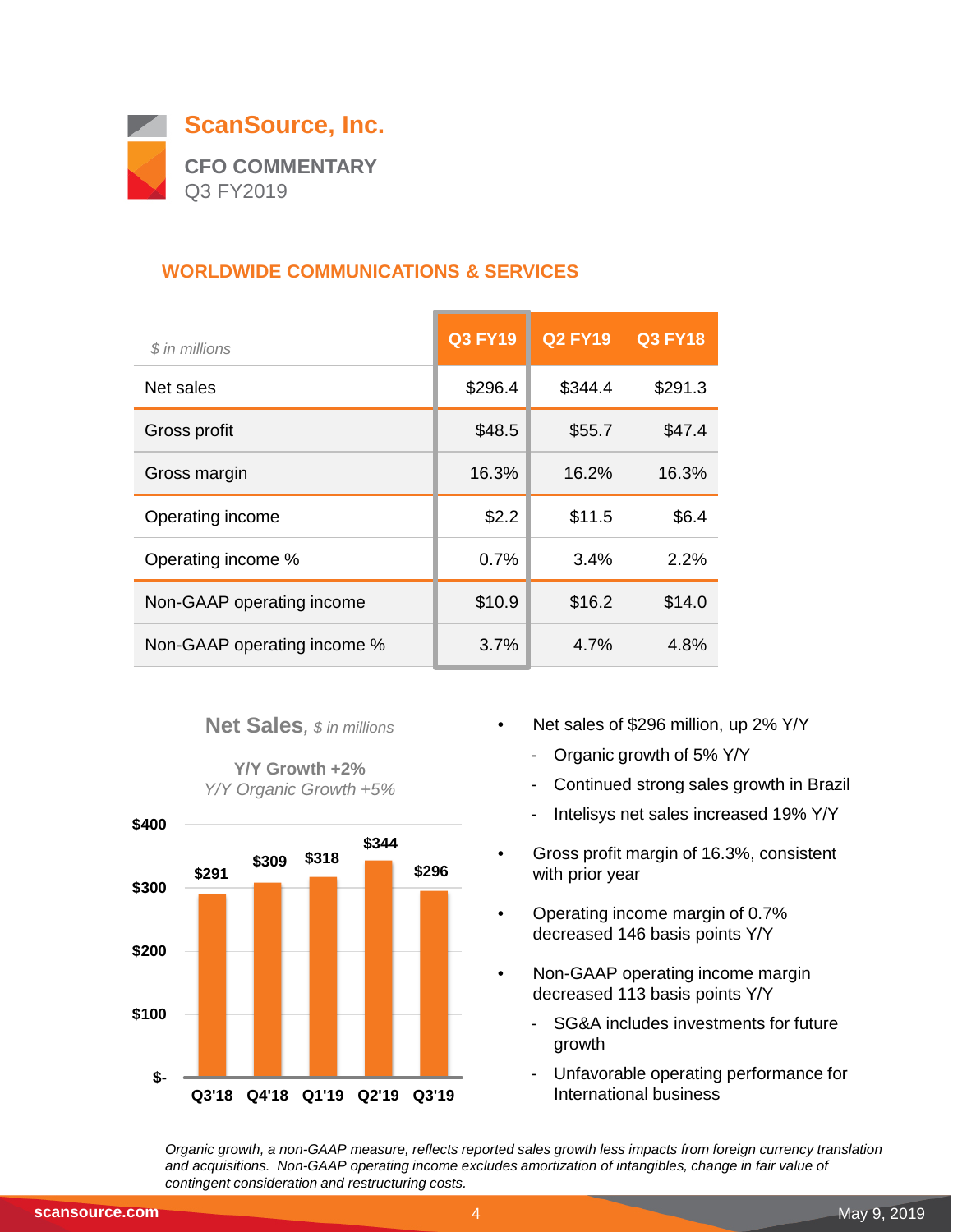# ScanSource, Inc.

## CFO COMMENTARY
Q3 FY2019

### WORLDWIDE COMMUNICATIONS & SERVICES

| *$ in millions* | Q3 FY19 | Q2 FY19 | Q3 FY18 |
|---|---|---|---|
| Net sales | $296.4 | $344.4 | $291.3 |
| Gross profit | $48.5 | $55.7 | $47.4 |
| Gross margin | 16.3% | 16.2% | 16.3% |
| Operating income | $2.2 | $11.5 | $6.4 |
| Operating income % | 0.7% | 3.4% | 2.2% |
| Non-GAAP operating income | $10.9 | $16.2 | $14.0 |
| Non-GAAP operating income % | 3.7% | 4.7% | 4.8% |

**Net Sales**, *$ in millions*

**Y/Y Growth +2%**
*Y/Y Organic Growth +5%*

| Quarter | Net Sales |
|---|---|
| Q3'18 | $291 |
| Q4'18 | $309 |
| Q1'19 | $318 |
| Q2'19 | $344 |
| Q3'19 | $296 |

- Net sales of $296 million, up 2% Y/Y
  - Organic growth of 5% Y/Y
  - Continued strong sales growth in Brazil
  - Intelisys net sales increased 19% Y/Y
- Gross profit margin of 16.3%, consistent with prior year
- Operating income margin of 0.7% decreased 146 basis points Y/Y
- Non-GAAP operating income margin decreased 113 basis points Y/Y
  - SG&A includes investments for future growth
  - Unfavorable operating performance for International business

*Organic growth, a non-GAAP measure, reflects reported sales growth less impacts from foreign currency translation and acquisitions. Non-GAAP operating income excludes amortization of intangibles, change in fair value of contingent consideration and restructuring costs.*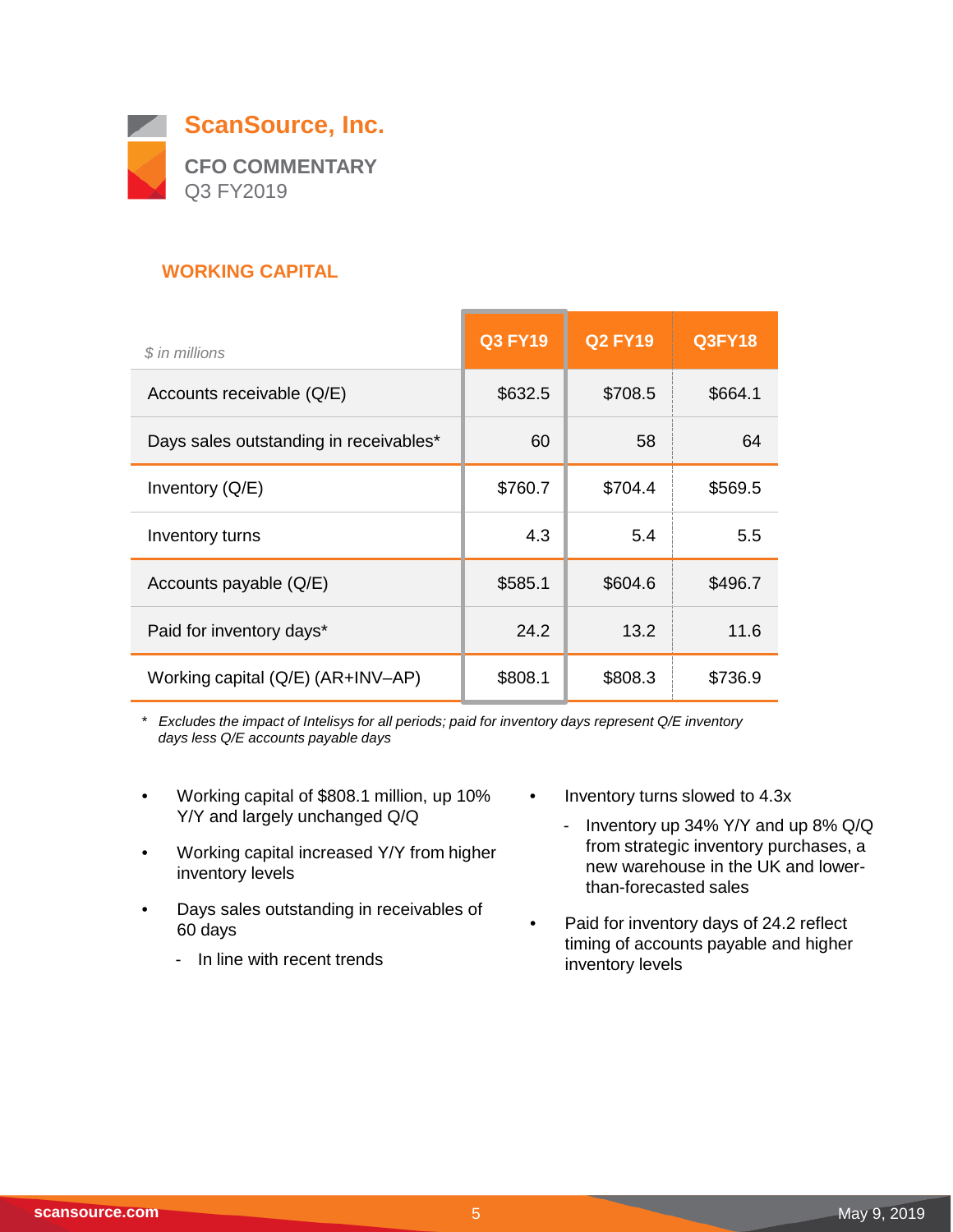# ScanSource, Inc.

## CFO COMMENTARY

Q3 FY2019

### WORKING CAPITAL

| *$ in millions* | Q3 FY19 | Q2 FY19 | Q3FY18 |
|---|---|---|---|
| Accounts receivable (Q/E) | $632.5 | $708.5 | $664.1 |
| Days sales outstanding in receivables* | 60 | 58 | 64 |
| Inventory (Q/E) | $760.7 | $704.4 | $569.5 |
| Inventory turns | 4.3 | 5.4 | 5.5 |
| Accounts payable (Q/E) | $585.1 | $604.6 | $496.7 |
| Paid for inventory days* | 24.2 | 13.2 | 11.6 |
| Working capital (Q/E) (AR+INV–AP) | $808.1 | $808.3 | $736.9 |

\* *Excludes the impact of Intelisys for all periods; paid for inventory days represent Q/E inventory days less Q/E accounts payable days*

- Working capital of $808.1 million, up 10% Y/Y and largely unchanged Q/Q
- Working capital increased Y/Y from higher inventory levels
- Days sales outstanding in receivables of 60 days
  - In line with recent trends
- Inventory turns slowed to 4.3x
  - Inventory up 34% Y/Y and up 8% Q/Q from strategic inventory purchases, a new warehouse in the UK and lower-than-forecasted sales
- Paid for inventory days of 24.2 reflect timing of accounts payable and higher inventory levels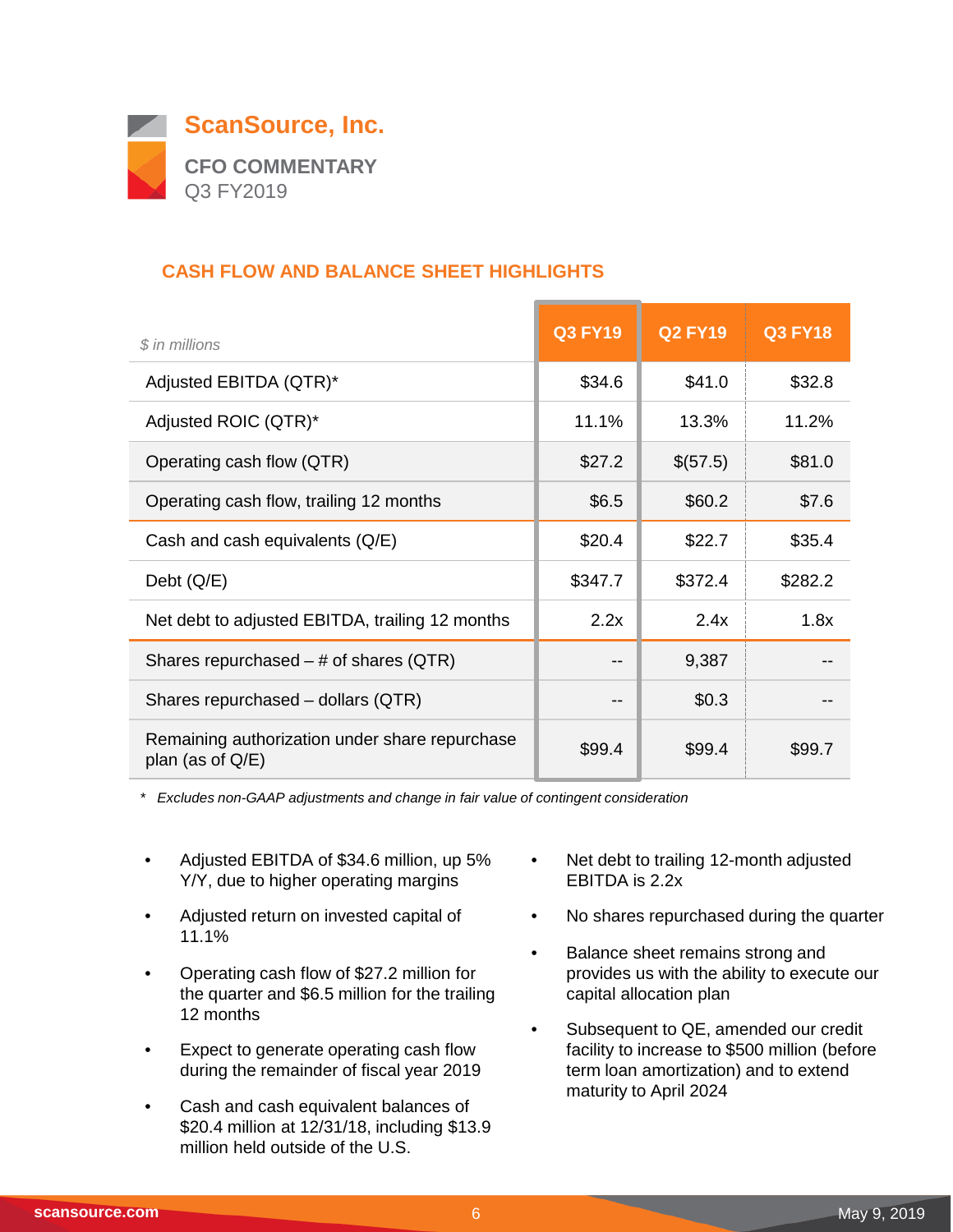# ScanSource, Inc.

**CFO COMMENTARY**
Q3 FY2019

## CASH FLOW AND BALANCE SHEET HIGHLIGHTS

| *$ in millions* | Q3 FY19 | Q2 FY19 | Q3 FY18 |
|---|---|---|---|
| Adjusted EBITDA (QTR)* | $34.6 | $41.0 | $32.8 |
| Adjusted ROIC (QTR)* | 11.1% | 13.3% | 11.2% |
| Operating cash flow (QTR) | $27.2 | $(57.5) | $81.0 |
| Operating cash flow, trailing 12 months | $6.5 | $60.2 | $7.6 |
| Cash and cash equivalents (Q/E) | $20.4 | $22.7 | $35.4 |
| Debt (Q/E) | $347.7 | $372.4 | $282.2 |
| Net debt to adjusted EBITDA, trailing 12 months | 2.2x | 2.4x | 1.8x |
| Shares repurchased – # of shares (QTR) | -- | 9,387 | -- |
| Shares repurchased – dollars (QTR) | -- | $0.3 | -- |
| Remaining authorization under share repurchase plan (as of Q/E) | $99.4 | $99.4 | $99.7 |

\* *Excludes non-GAAP adjustments and change in fair value of contingent consideration*

- Adjusted EBITDA of $34.6 million, up 5% Y/Y, due to higher operating margins
- Adjusted return on invested capital of 11.1%
- Operating cash flow of $27.2 million for the quarter and $6.5 million for the trailing 12 months
- Expect to generate operating cash flow during the remainder of fiscal year 2019
- Cash and cash equivalent balances of $20.4 million at 12/31/18, including $13.9 million held outside of the U.S.
- Net debt to trailing 12-month adjusted EBITDA is 2.2x
- No shares repurchased during the quarter
- Balance sheet remains strong and provides us with the ability to execute our capital allocation plan
- Subsequent to QE, amended our credit facility to increase to $500 million (before term loan amortization) and to extend maturity to April 2024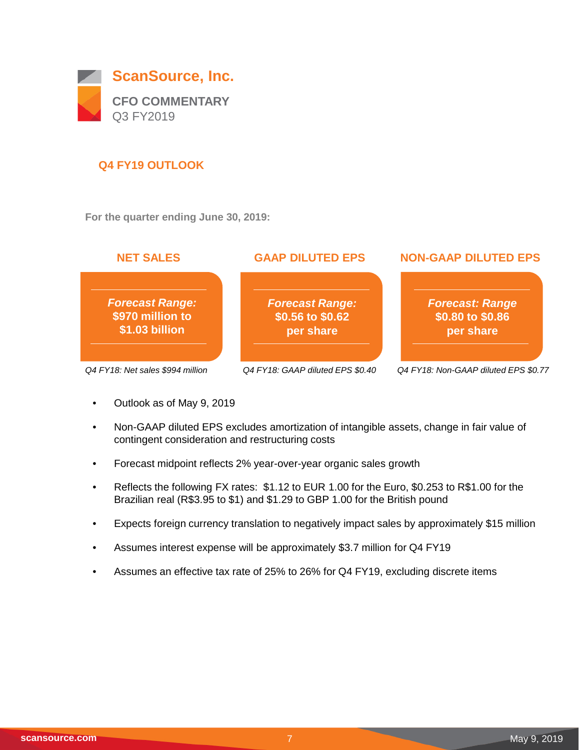# ScanSource, Inc.

**CFO COMMENTARY**
Q3 FY2019

## Q4 FY19 OUTLOOK

**For the quarter ending June 30, 2019:**

| NET SALES | GAAP DILUTED EPS | NON-GAAP DILUTED EPS |
|---|---|---|
| ***Forecast Range:*** **$970 million to $1.03 billion** | ***Forecast Range:*** **$0.56 to $0.62 per share** | ***Forecast: Range*** **$0.80 to $0.86 per share** |
| *Q4 FY18: Net sales $994 million* | *Q4 FY18: GAAP diluted EPS $0.40* | *Q4 FY18: Non-GAAP diluted EPS $0.77* |

- Outlook as of May 9, 2019
- Non-GAAP diluted EPS excludes amortization of intangible assets, change in fair value of contingent consideration and restructuring costs
- Forecast midpoint reflects 2% year-over-year organic sales growth
- Reflects the following FX rates: $1.12 to EUR 1.00 for the Euro, $0.253 to R$1.00 for the Brazilian real (R$3.95 to $1) and $1.29 to GBP 1.00 for the British pound
- Expects foreign currency translation to negatively impact sales by approximately $15 million
- Assumes interest expense will be approximately $3.7 million for Q4 FY19
- Assumes an effective tax rate of 25% to 26% for Q4 FY19, excluding discrete items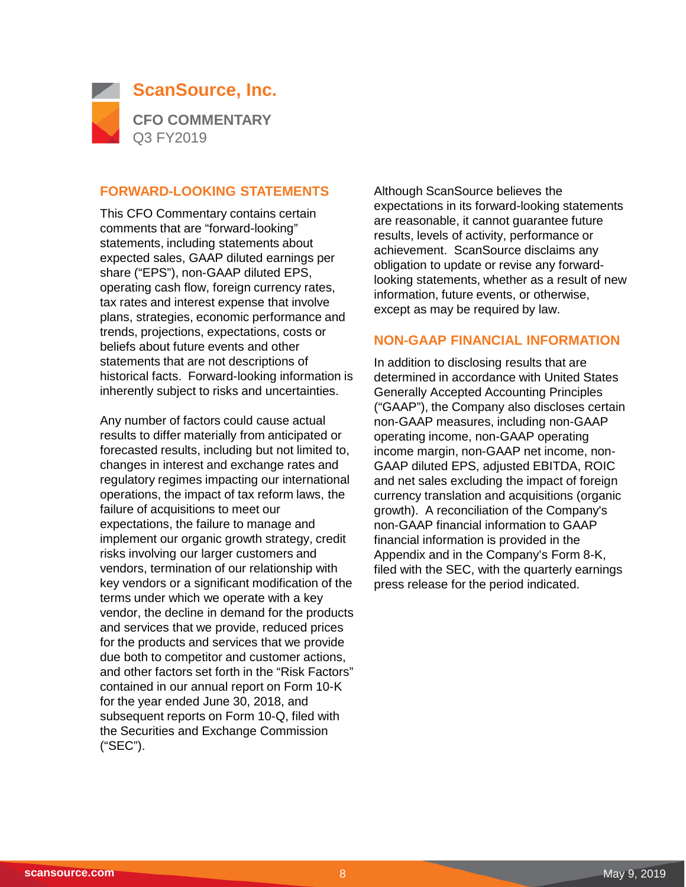# ScanSource, Inc.

**CFO COMMENTARY**
Q3 FY2019

## FORWARD-LOOKING STATEMENTS

This CFO Commentary contains certain comments that are "forward-looking" statements, including statements about expected sales, GAAP diluted earnings per share ("EPS"), non-GAAP diluted EPS, operating cash flow, foreign currency rates, tax rates and interest expense that involve plans, strategies, economic performance and trends, projections, expectations, costs or beliefs about future events and other statements that are not descriptions of historical facts. Forward-looking information is inherently subject to risks and uncertainties.

Any number of factors could cause actual results to differ materially from anticipated or forecasted results, including but not limited to, changes in interest and exchange rates and regulatory regimes impacting our international operations, the impact of tax reform laws, the failure of acquisitions to meet our expectations, the failure to manage and implement our organic growth strategy, credit risks involving our larger customers and vendors, termination of our relationship with key vendors or a significant modification of the terms under which we operate with a key vendor, the decline in demand for the products and services that we provide, reduced prices for the products and services that we provide due both to competitor and customer actions, and other factors set forth in the "Risk Factors" contained in our annual report on Form 10-K for the year ended June 30, 2018, and subsequent reports on Form 10-Q, filed with the Securities and Exchange Commission ("SEC").

Although ScanSource believes the expectations in its forward-looking statements are reasonable, it cannot guarantee future results, levels of activity, performance or achievement. ScanSource disclaims any obligation to update or revise any forward-looking statements, whether as a result of new information, future events, or otherwise, except as may be required by law.

## NON-GAAP FINANCIAL INFORMATION

In addition to disclosing results that are determined in accordance with United States Generally Accepted Accounting Principles ("GAAP"), the Company also discloses certain non-GAAP measures, including non-GAAP operating income, non-GAAP operating income margin, non-GAAP net income, non-GAAP diluted EPS, adjusted EBITDA, ROIC and net sales excluding the impact of foreign currency translation and acquisitions (organic growth). A reconciliation of the Company's non-GAAP financial information to GAAP financial information is provided in the Appendix and in the Company's Form 8-K, filed with the SEC, with the quarterly earnings press release for the period indicated.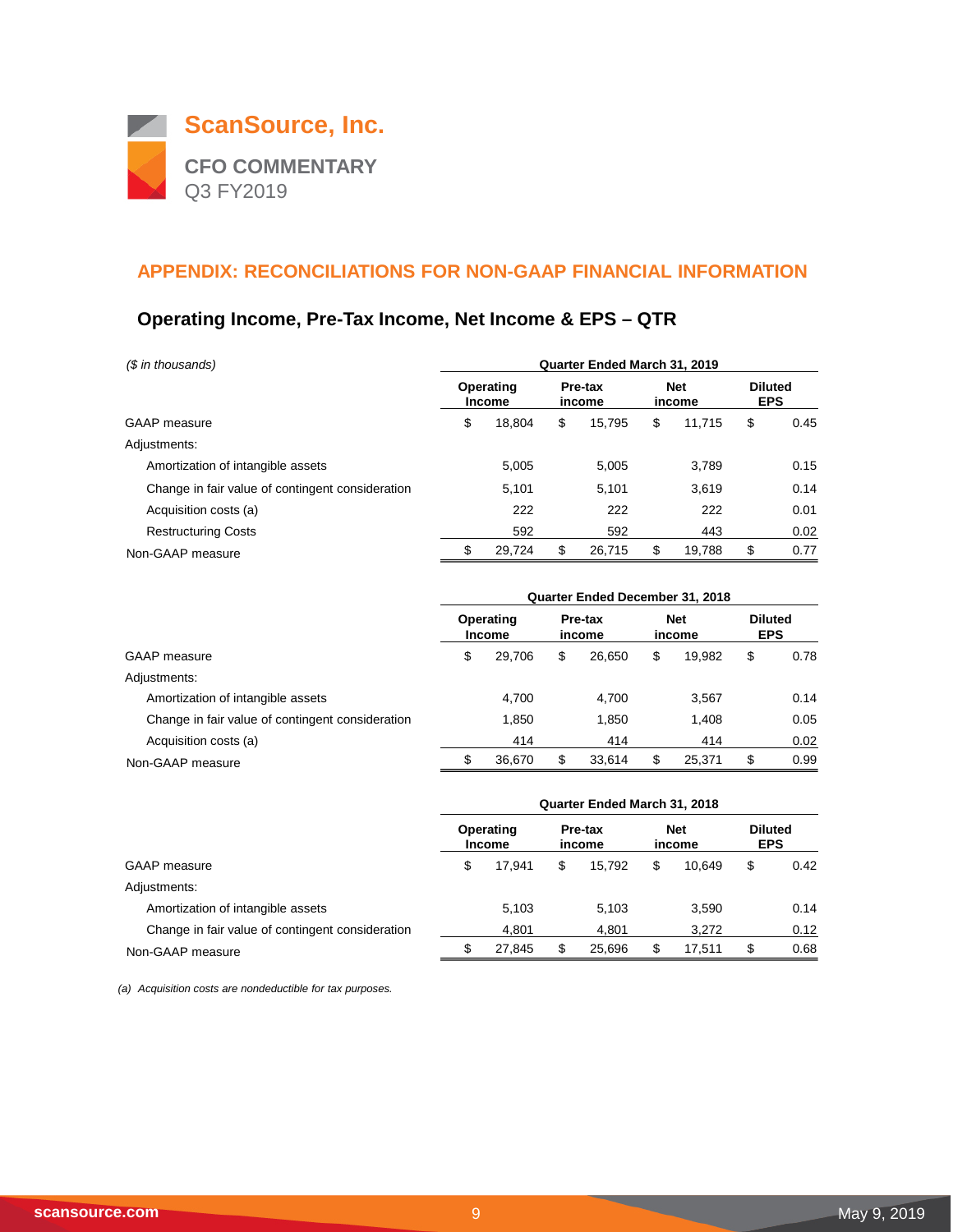# ScanSource, Inc.

**CFO COMMENTARY**
Q3 FY2019

## APPENDIX: RECONCILIATIONS FOR NON-GAAP FINANCIAL INFORMATION

### Operating Income, Pre-Tax Income, Net Income & EPS – QTR

| *($ in thousands)* | Quarter Ended March 31, 2019 | | | |
|---|---|---|---|---|
| | Operating Income | Pre-tax income | Net income | Diluted EPS |
| GAAP measure | $ 18,804 | $ 15,795 | $ 11,715 | $ 0.45 |
| Adjustments: | | | | |
| Amortization of intangible assets | 5,005 | 5,005 | 3,789 | 0.15 |
| Change in fair value of contingent consideration | 5,101 | 5,101 | 3,619 | 0.14 |
| Acquisition costs (a) | 222 | 222 | 222 | 0.01 |
| Restructuring Costs | 592 | 592 | 443 | 0.02 |
| Non-GAAP measure | $ 29,724 | $ 26,715 | $ 19,788 | $ 0.77 |

| | Quarter Ended December 31, 2018 | | | |
|---|---|---|---|---|
| | Operating Income | Pre-tax income | Net income | Diluted EPS |
| GAAP measure | $ 29,706 | $ 26,650 | $ 19,982 | $ 0.78 |
| Adjustments: | | | | |
| Amortization of intangible assets | 4,700 | 4,700 | 3,567 | 0.14 |
| Change in fair value of contingent consideration | 1,850 | 1,850 | 1,408 | 0.05 |
| Acquisition costs (a) | 414 | 414 | 414 | 0.02 |
| Non-GAAP measure | $ 36,670 | $ 33,614 | $ 25,371 | $ 0.99 |

| | Quarter Ended March 31, 2018 | | | |
|---|---|---|---|---|
| | Operating Income | Pre-tax income | Net income | Diluted EPS |
| GAAP measure | $ 17,941 | $ 15,792 | $ 10,649 | $ 0.42 |
| Adjustments: | | | | |
| Amortization of intangible assets | 5,103 | 5,103 | 3,590 | 0.14 |
| Change in fair value of contingent consideration | 4,801 | 4,801 | 3,272 | 0.12 |
| Non-GAAP measure | $ 27,845 | $ 25,696 | $ 17,511 | $ 0.68 |

*(a) Acquisition costs are nondeductible for tax purposes.*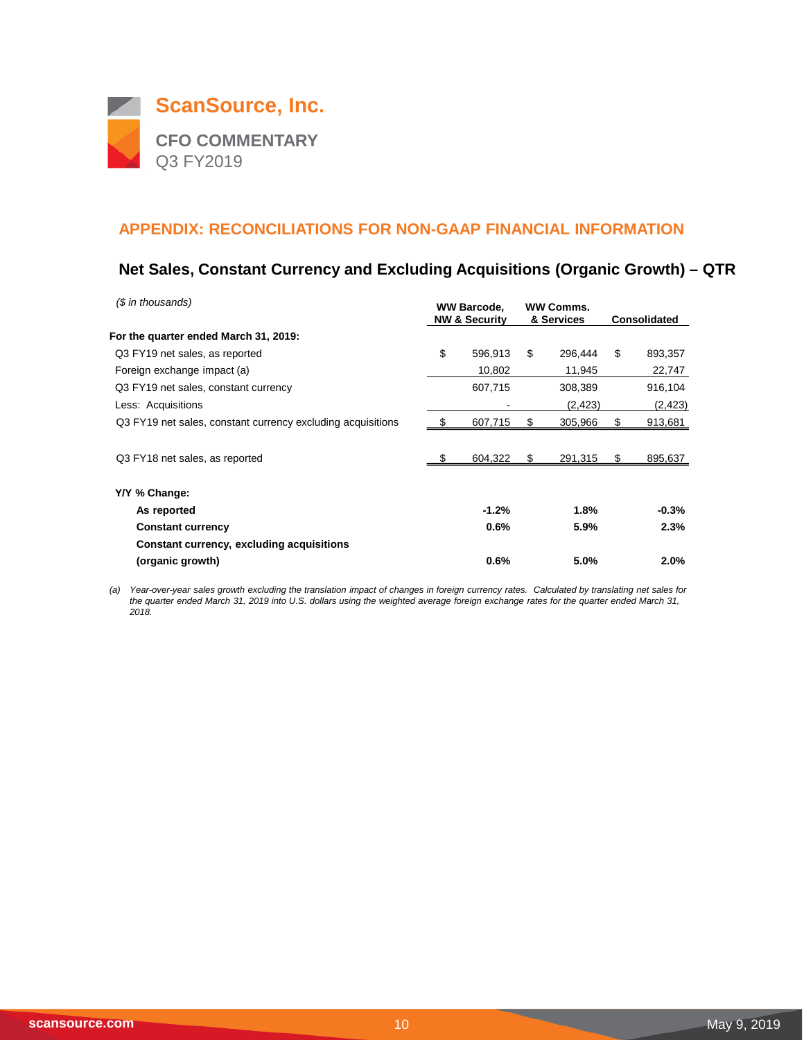# ScanSource, Inc.

**CFO COMMENTARY**
Q3 FY2019

## APPENDIX: RECONCILIATIONS FOR NON-GAAP FINANCIAL INFORMATION

### Net Sales, Constant Currency and Excluding Acquisitions (Organic Growth) – QTR

*($ in thousands)*

| | WW Barcode, NW & Security | WW Comms. & Services | Consolidated |
|---|---|---|---|
| **For the quarter ended March 31, 2019:** | | | |
| Q3 FY19 net sales, as reported | $ 596,913 | $ 296,444 | $ 893,357 |
| Foreign exchange impact (a) | 10,802 | 11,945 | 22,747 |
| Q3 FY19 net sales, constant currency | 607,715 | 308,389 | 916,104 |
| Less: Acquisitions | - | (2,423) | (2,423) |
| Q3 FY19 net sales, constant currency excluding acquisitions | $ 607,715 | $ 305,966 | $ 913,681 |
| | | | |
| Q3 FY18 net sales, as reported | $ 604,322 | $ 291,315 | $ 895,637 |
| | | | |
| **Y/Y % Change:** | | | |
| **As reported** | **-1.2%** | **1.8%** | **-0.3%** |
| **Constant currency** | **0.6%** | **5.9%** | **2.3%** |
| **Constant currency, excluding acquisitions (organic growth)** | **0.6%** | **5.0%** | **2.0%** |

(a) *Year-over-year sales growth excluding the translation impact of changes in foreign currency rates. Calculated by translating net sales for the quarter ended March 31, 2019 into U.S. dollars using the weighted average foreign exchange rates for the quarter ended March 31, 2018.*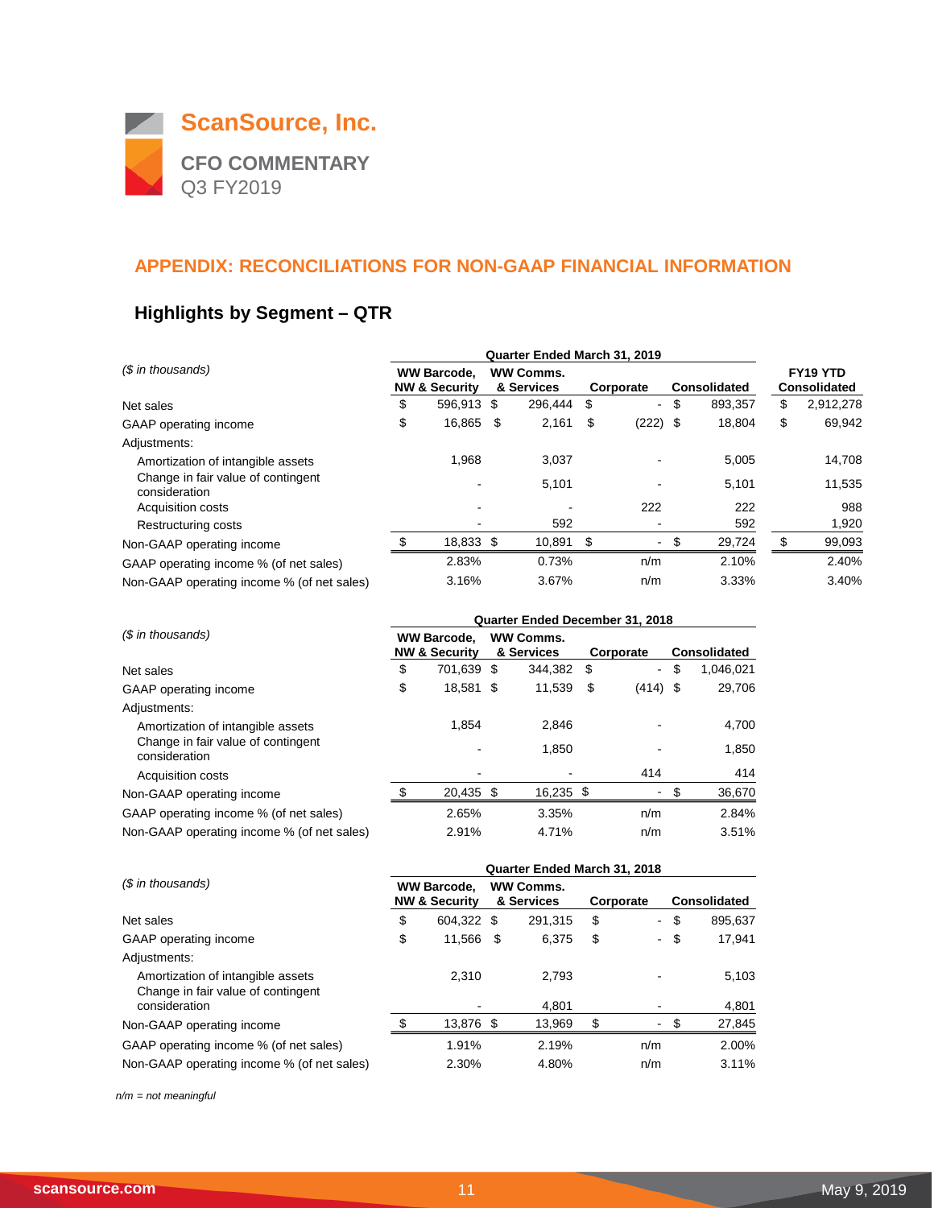# ScanSource, Inc.

**CFO COMMENTARY**
Q3 FY2019

## APPENDIX: RECONCILIATIONS FOR NON-GAAP FINANCIAL INFORMATION

### Highlights by Segment – QTR

| *($ in thousands)* | Quarter Ended March 31, 2019 | | | | |
|---|---|---|---|---|---|
| | WW Barcode, NW & Security | WW Comms. & Services | Corporate | Consolidated | FY19 YTD Consolidated |
| Net sales | $ 596,913 | $ 296,444 | $ - | $ 893,357 | $ 2,912,278 |
| GAAP operating income | $ 16,865 | $ 2,161 | $ (222) | $ 18,804 | $ 69,942 |
| Adjustments: | | | | | |
| Amortization of intangible assets | 1,968 | 3,037 | - | 5,005 | 14,708 |
| Change in fair value of contingent consideration | - | 5,101 | - | 5,101 | 11,535 |
| Acquisition costs | - | - | 222 | 222 | 988 |
| Restructuring costs | - | 592 | - | 592 | 1,920 |
| Non-GAAP operating income | $ 18,833 | $ 10,891 | $ - | $ 29,724 | $ 99,093 |
| GAAP operating income % (of net sales) | 2.83% | 0.73% | n/m | 2.10% | 2.40% |
| Non-GAAP operating income % (of net sales) | 3.16% | 3.67% | n/m | 3.33% | 3.40% |

| *($ in thousands)* | Quarter Ended December 31, 2018 | | | |
|---|---|---|---|---|
| | WW Barcode, NW & Security | WW Comms. & Services | Corporate | Consolidated |
| Net sales | $ 701,639 | $ 344,382 | $ - | $ 1,046,021 |
| GAAP operating income | $ 18,581 | $ 11,539 | $ (414) | $ 29,706 |
| Adjustments: | | | | |
| Amortization of intangible assets | 1,854 | 2,846 | - | 4,700 |
| Change in fair value of contingent consideration | - | 1,850 | - | 1,850 |
| Acquisition costs | - | - | 414 | 414 |
| Non-GAAP operating income | $ 20,435 | $ 16,235 | $ - | $ 36,670 |
| GAAP operating income % (of net sales) | 2.65% | 3.35% | n/m | 2.84% |
| Non-GAAP operating income % (of net sales) | 2.91% | 4.71% | n/m | 3.51% |

| *($ in thousands)* | Quarter Ended March 31, 2018 | | | |
|---|---|---|---|---|
| | WW Barcode, NW & Security | WW Comms. & Services | Corporate | Consolidated |
| Net sales | $ 604,322 | $ 291,315 | $ - | $ 895,637 |
| GAAP operating income | $ 11,566 | $ 6,375 | $ - | $ 17,941 |
| Adjustments: | | | | |
| Amortization of intangible assets | 2,310 | 2,793 | - | 5,103 |
| Change in fair value of contingent consideration | - | 4,801 | - | 4,801 |
| Non-GAAP operating income | $ 13,876 | $ 13,969 | $ - | $ 27,845 |
| GAAP operating income % (of net sales) | 1.91% | 2.19% | n/m | 2.00% |
| Non-GAAP operating income % (of net sales) | 2.30% | 4.80% | n/m | 3.11% |

*n/m = not meaningful*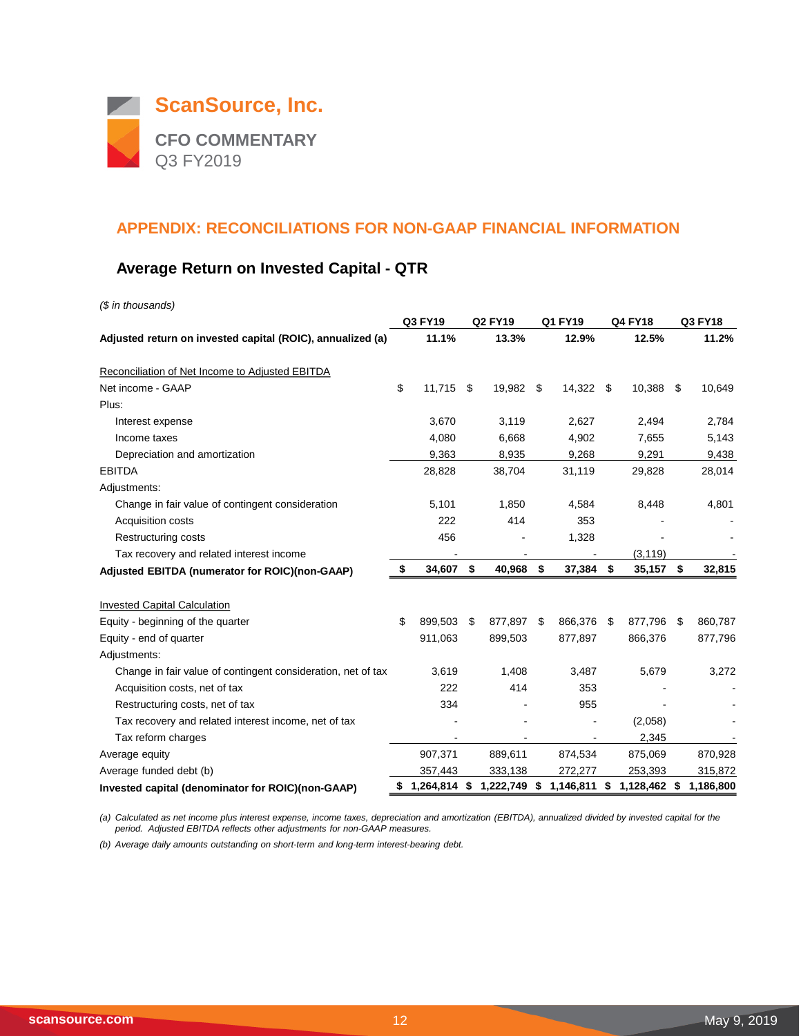# ScanSource, Inc.

**CFO COMMENTARY**
Q3 FY2019

## APPENDIX: RECONCILIATIONS FOR NON-GAAP FINANCIAL INFORMATION

### Average Return on Invested Capital - QTR

*($ in thousands)*

| | Q3 FY19 | Q2 FY19 | Q1 FY19 | Q4 FY18 | Q3 FY18 |
|---|---|---|---|---|---|
| **Adjusted return on invested capital (ROIC), annualized (a)** | **11.1%** | **13.3%** | **12.9%** | **12.5%** | **11.2%** |
| | | | | | |
| Reconciliation of Net Income to Adjusted EBITDA | | | | | |
| Net income - GAAP | $ 11,715 | $ 19,982 | $ 14,322 | $ 10,388 | $ 10,649 |
| Plus: | | | | | |
| Interest expense | 3,670 | 3,119 | 2,627 | 2,494 | 2,784 |
| Income taxes | 4,080 | 6,668 | 4,902 | 7,655 | 5,143 |
| Depreciation and amortization | 9,363 | 8,935 | 9,268 | 9,291 | 9,438 |
| EBITDA | 28,828 | 38,704 | 31,119 | 29,828 | 28,014 |
| Adjustments: | | | | | |
| Change in fair value of contingent consideration | 5,101 | 1,850 | 4,584 | 8,448 | 4,801 |
| Acquisition costs | 222 | 414 | 353 | - | - |
| Restructuring costs | 456 | - | 1,328 | - | - |
| Tax recovery and related interest income | - | - | - | (3,119) | - |
| **Adjusted EBITDA (numerator for ROIC)(non-GAAP)** | **$ 34,607** | **$ 40,968** | **$ 37,384** | **$ 35,157** | **$ 32,815** |
| | | | | | |
| Invested Capital Calculation | | | | | |
| Equity - beginning of the quarter | $ 899,503 | $ 877,897 | $ 866,376 | $ 877,796 | $ 860,787 |
| Equity - end of quarter | 911,063 | 899,503 | 877,897 | 866,376 | 877,796 |
| Adjustments: | | | | | |
| Change in fair value of contingent consideration, net of tax | 3,619 | 1,408 | 3,487 | 5,679 | 3,272 |
| Acquisition costs, net of tax | 222 | 414 | 353 | - | - |
| Restructuring costs, net of tax | 334 | - | 955 | - | - |
| Tax recovery and related interest income, net of tax | - | - | - | (2,058) | - |
| Tax reform charges | - | - | - | 2,345 | - |
| Average equity | 907,371 | 889,611 | 874,534 | 875,069 | 870,928 |
| Average funded debt (b) | 357,443 | 333,138 | 272,277 | 253,393 | 315,872 |
| **Invested capital (denominator for ROIC)(non-GAAP)** | **$ 1,264,814** | **$ 1,222,749** | **$ 1,146,811** | **$ 1,128,462** | **$ 1,186,800** |

*(a) Calculated as net income plus interest expense, income taxes, depreciation and amortization (EBITDA), annualized divided by invested capital for the period. Adjusted EBITDA reflects other adjustments for non-GAAP measures.*

*(b) Average daily amounts outstanding on short-term and long-term interest-bearing debt.*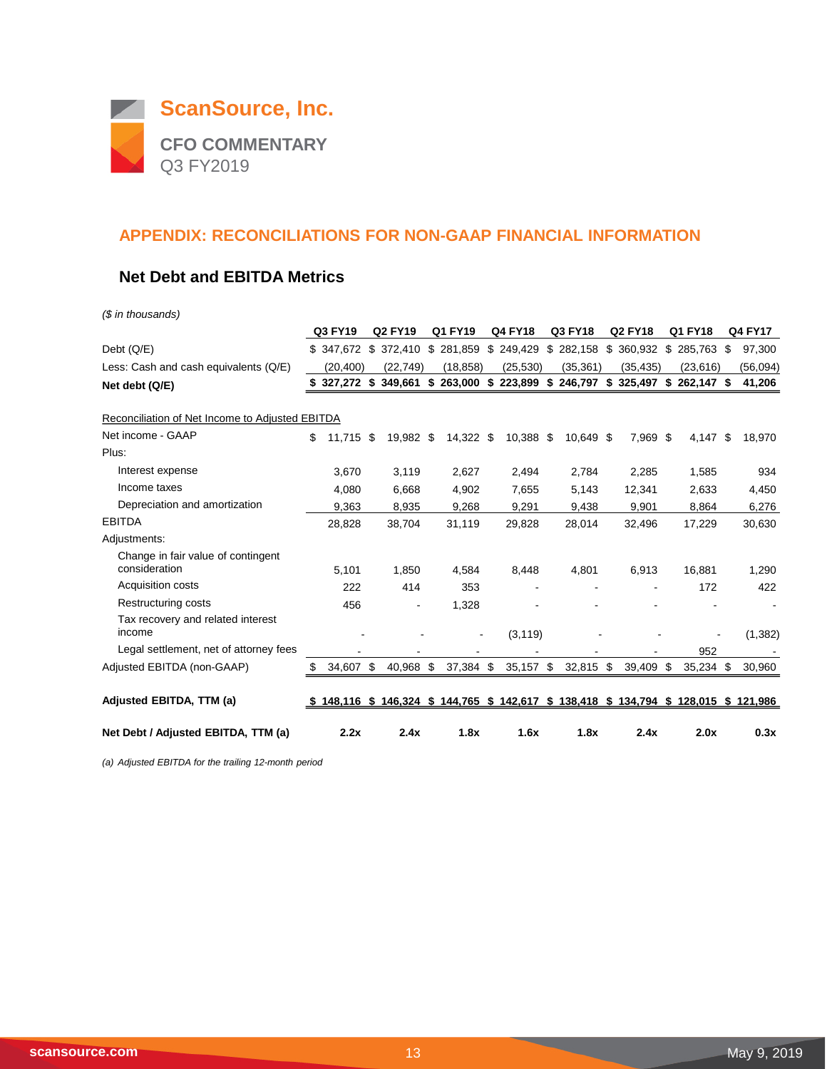# ScanSource, Inc.

## CFO COMMENTARY
Q3 FY2019

## APPENDIX: RECONCILIATIONS FOR NON-GAAP FINANCIAL INFORMATION

### Net Debt and EBITDA Metrics

*($ in thousands)*

| | Q3 FY19 | Q2 FY19 | Q1 FY19 | Q4 FY18 | Q3 FY18 | Q2 FY18 | Q1 FY18 | Q4 FY17 |
|---|---|---|---|---|---|---|---|---|
| Debt (Q/E) | $ 347,672 | $ 372,410 | $ 281,859 | $ 249,429 | $ 282,158 | $ 360,932 | $ 285,763 | $ 97,300 |
| Less: Cash and cash equivalents (Q/E) | (20,400) | (22,749) | (18,858) | (25,530) | (35,361) | (35,435) | (23,616) | (56,094) |
| **Net debt (Q/E)** | **$ 327,272** | **$ 349,661** | **$ 263,000** | **$ 223,899** | **$ 246,797** | **$ 325,497** | **$ 262,147** | **$ 41,206** |
| | | | | | | | | |
| Reconciliation of Net Income to Adjusted EBITDA | | | | | | | | |
| Net income - GAAP | $ 11,715 | $ 19,982 | $ 14,322 | $ 10,388 | $ 10,649 | $ 7,969 | $ 4,147 | $ 18,970 |
| Plus: | | | | | | | | |
| Interest expense | 3,670 | 3,119 | 2,627 | 2,494 | 2,784 | 2,285 | 1,585 | 934 |
| Income taxes | 4,080 | 6,668 | 4,902 | 7,655 | 5,143 | 12,341 | 2,633 | 4,450 |
| Depreciation and amortization | 9,363 | 8,935 | 9,268 | 9,291 | 9,438 | 9,901 | 8,864 | 6,276 |
| EBITDA | 28,828 | 38,704 | 31,119 | 29,828 | 28,014 | 32,496 | 17,229 | 30,630 |
| Adjustments: | | | | | | | | |
| Change in fair value of contingent consideration | 5,101 | 1,850 | 4,584 | 8,448 | 4,801 | 6,913 | 16,881 | 1,290 |
| Acquisition costs | 222 | 414 | 353 | - | - | - | 172 | 422 |
| Restructuring costs | 456 | - | 1,328 | - | - | - | - | - |
| Tax recovery and related interest income | - | - | - | (3,119) | - | - | - | (1,382) |
| Legal settlement, net of attorney fees | - | - | - | - | - | - | 952 | - |
| Adjusted EBITDA (non-GAAP) | $ 34,607 | $ 40,968 | $ 37,384 | $ 35,157 | $ 32,815 | $ 39,409 | $ 35,234 | $ 30,960 |
| | | | | | | | | |
| **Adjusted EBITDA, TTM (a)** | **$ 148,116** | **$ 146,324** | **$ 144,765** | **$ 142,617** | **$ 138,418** | **$ 134,794** | **$ 128,015** | **$ 121,986** |
| | | | | | | | | |
| **Net Debt / Adjusted EBITDA, TTM (a)** | **2.2x** | **2.4x** | **1.8x** | **1.6x** | **1.8x** | **2.4x** | **2.0x** | **0.3x** |

*(a) Adjusted EBITDA for the trailing 12-month period*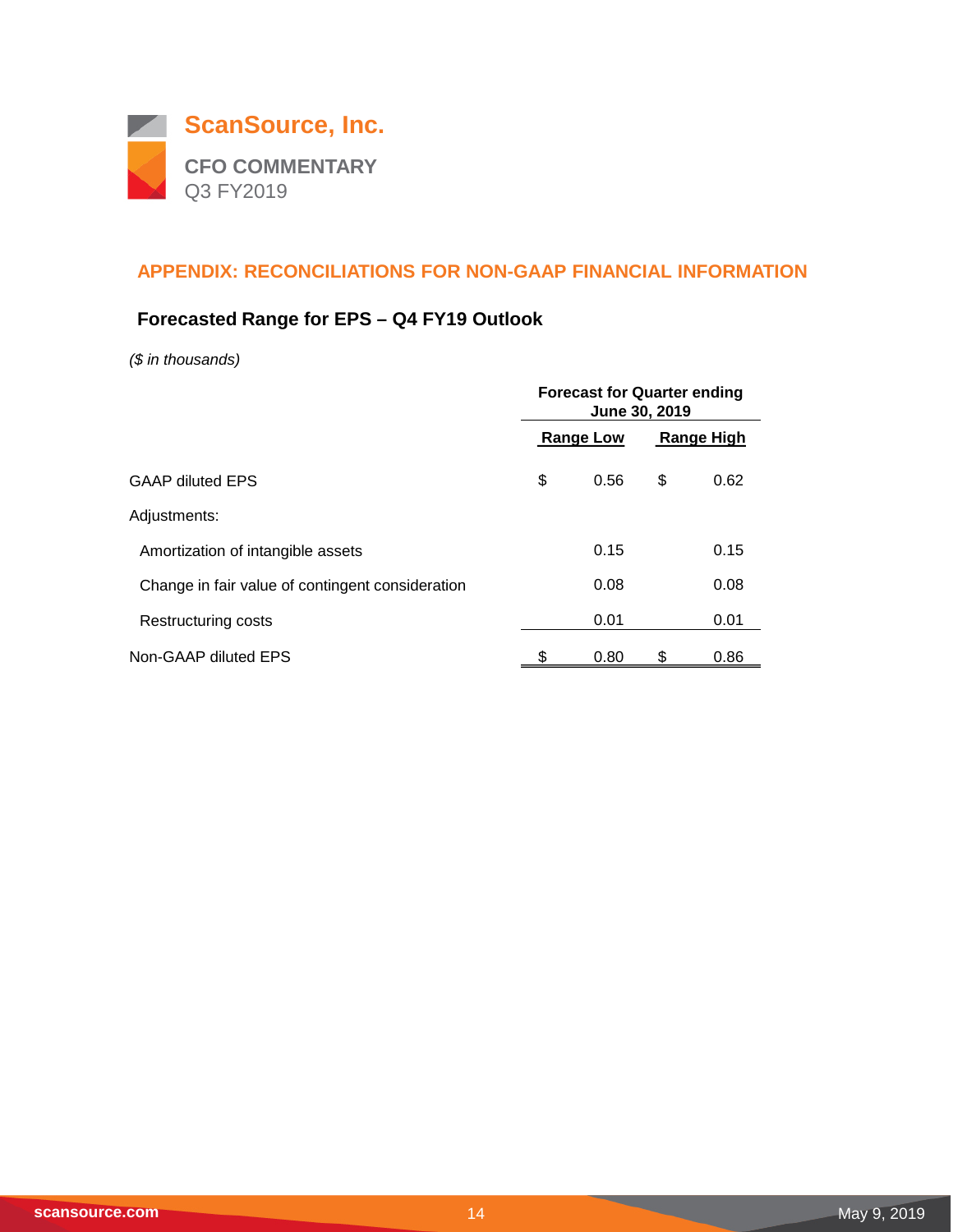# ScanSource, Inc.

**CFO COMMENTARY**
Q3 FY2019

## APPENDIX: RECONCILIATIONS FOR NON-GAAP FINANCIAL INFORMATION

### Forecasted Range for EPS – Q4 FY19 Outlook

*($ in thousands)*

| | Forecast for Quarter ending June 30, 2019 | |
|---|---|---|
| | **Range Low** | **Range High** |
| GAAP diluted EPS | $ 0.56 | $ 0.62 |
| Adjustments: | | |
| Amortization of intangible assets | 0.15 | 0.15 |
| Change in fair value of contingent consideration | 0.08 | 0.08 |
| Restructuring costs | 0.01 | 0.01 |
| Non-GAAP diluted EPS | $ 0.80 | $ 0.86 |

scansource.com

May 9, 2019